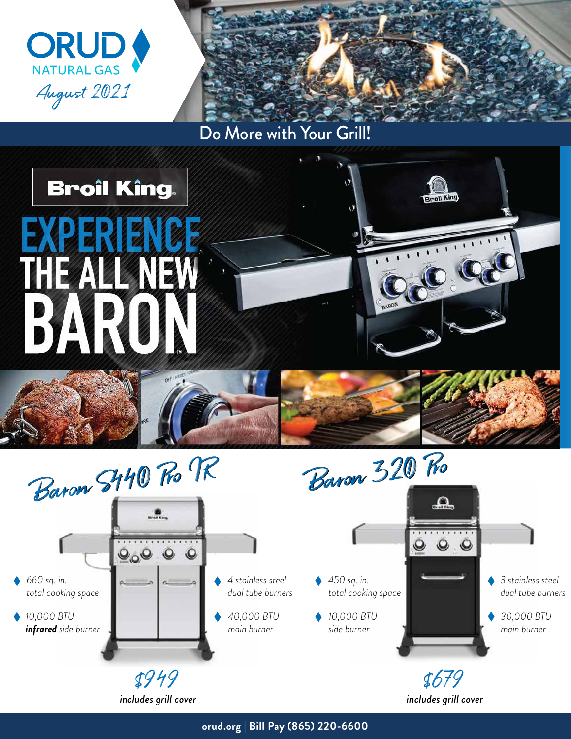ORUD NATURAL GAS

*August 2021*

## Do More with Your Grill!

Broil King

# EXPERIENCE THE ALL NEW BARON™

## Baron S440 Pro IR

- *660 sq. in. total cooking space*
- *10,000 BTU **infrared** side burner*
- *4 stainless steel dual tube burners*
- *40,000 BTU main burner*

**$949**

***includes grill cover***

## Baron 320 Pro

- *450 sq. in. total cooking space*
- *10,000 BTU side burner*
- *3 stainless steel dual tube burners*
- *30,000 BTU main burner*

**$679**

***includes grill cover***

**orud.org | Bill Pay (865) 220-6600**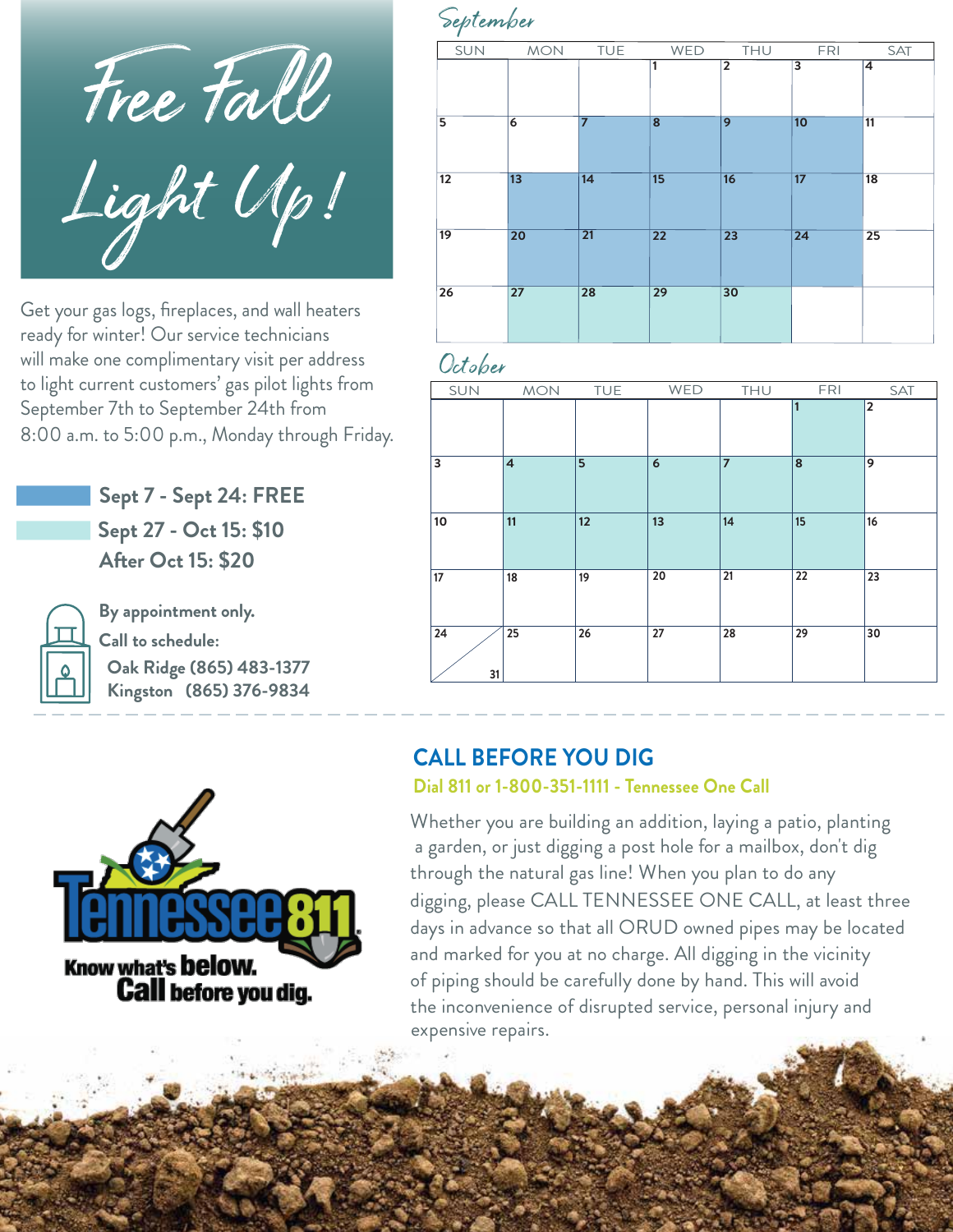# Free Fall Light Up!

Get your gas logs, fireplaces, and wall heaters ready for winter! Our service technicians will make one complimentary visit per address to light current customers' gas pilot lights from September 7th to September 24th from 8:00 a.m. to 5:00 p.m., Monday through Friday.

**Sept 7 - Sept 24: FREE**
**Sept 27 - Oct 15: $10**
**After Oct 15: $20**

**By appointment only.**
**Call to schedule:**
**Oak Ridge (865) 483-1377**
**Kingston (865) 376-9834**

## September

| SUN | MON | TUE | WED | THU | FRI | SAT |
|---|---|---|---|---|---|---|
| | | | 1 | 2 | 3 | 4 |
| 5 | 6 | 7 | 8 | 9 | 10 | 11 |
| 12 | 13 | 14 | 15 | 16 | 17 | 18 |
| 19 | 20 | 21 | 22 | 23 | 24 | 25 |
| 26 | 27 | 28 | 29 | 30 | | |

## October

| SUN | MON | TUE | WED | THU | FRI | SAT |
|---|---|---|---|---|---|---|
| | | | | | 1 | 2 |
| 3 | 4 | 5 | 6 | 7 | 8 | 9 |
| 10 | 11 | 12 | 13 | 14 | 15 | 16 |
| 17 | 18 | 19 | 20 | 21 | 22 | 23 |
| 24 / 31 | 25 | 26 | 27 | 28 | 29 | 30 |

---

Tennessee 811
Know what's below. Call before you dig.

## CALL BEFORE YOU DIG

**Dial 811 or 1-800-351-1111 - Tennessee One Call**

Whether you are building an addition, laying a patio, planting a garden, or just digging a post hole for a mailbox, don't dig through the natural gas line! When you plan to do any digging, please CALL TENNESSEE ONE CALL, at least three days in advance so that all ORUD owned pipes may be located and marked for you at no charge. All digging in the vicinity of piping should be carefully done by hand. This will avoid the inconvenience of disrupted service, personal injury and expensive repairs.